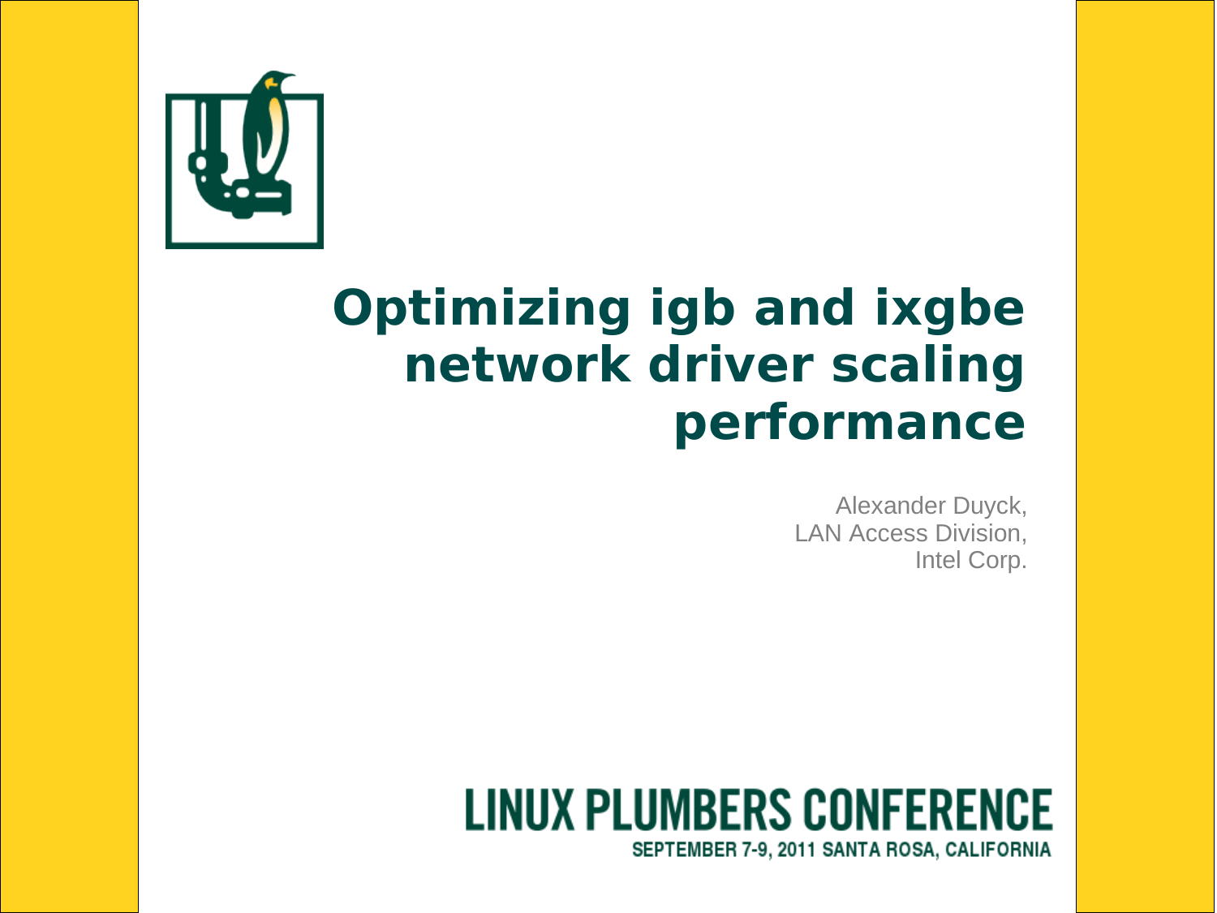# Optimizing igb and ixgbe network driver scaling performance

Alexander Duyck,
LAN Access Division,
Intel Corp.

LINUX PLUMBERS CONFERENCE

SEPTEMBER 7-9, 2011 SANTA ROSA, CALIFORNIA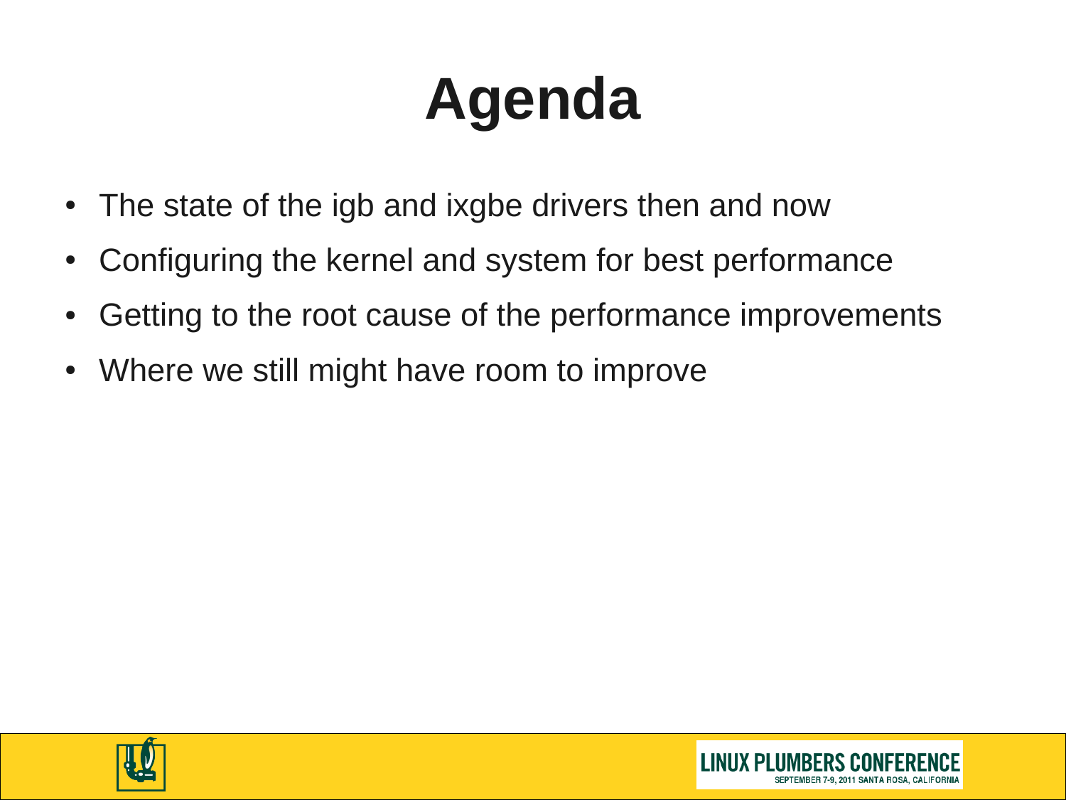# Agenda

- The state of the igb and ixgbe drivers then and now
- Configuring the kernel and system for best performance
- Getting to the root cause of the performance improvements
- Where we still might have room to improve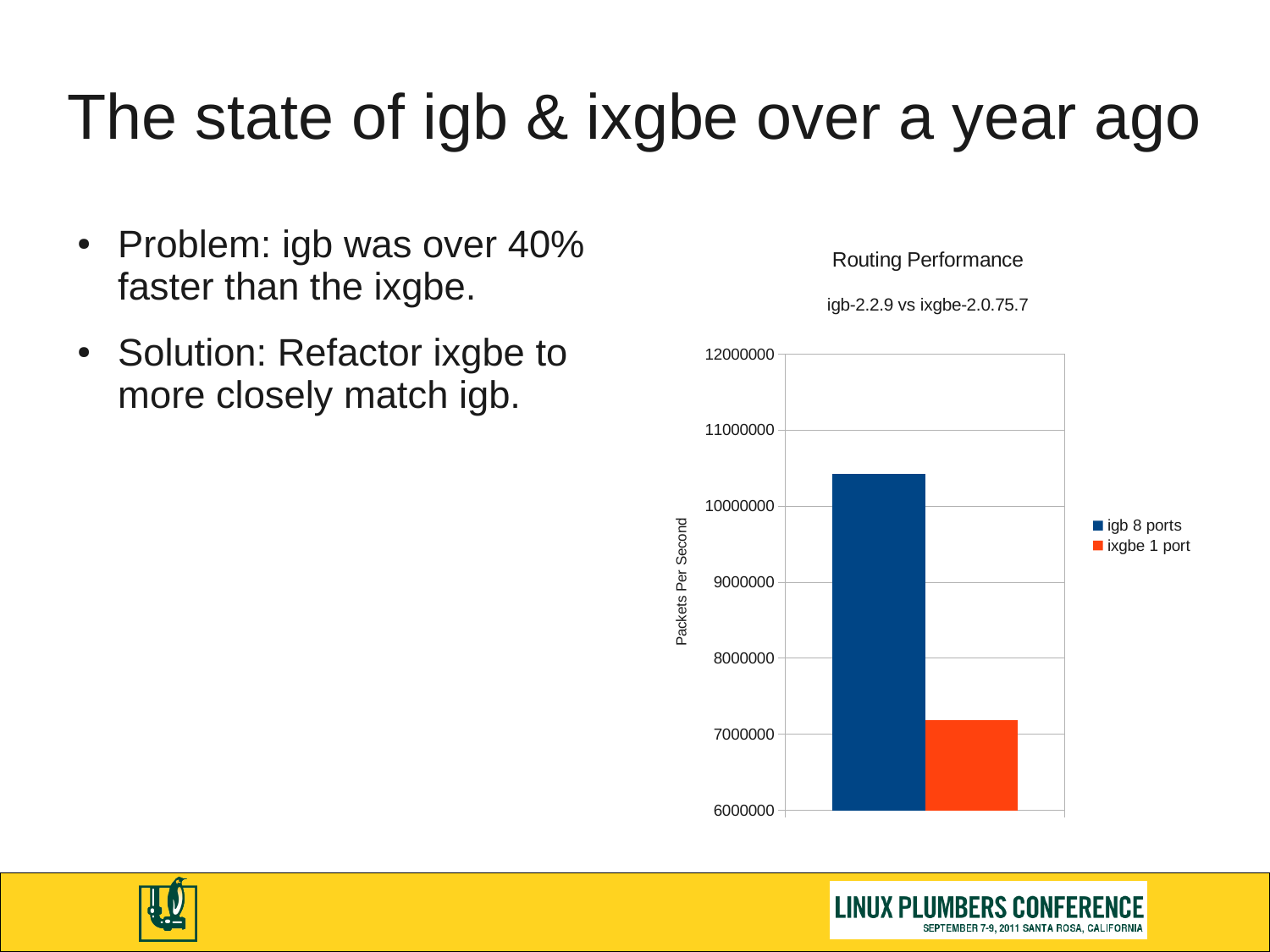# The state of igb & ixgbe over a year ago

- Problem: igb was over 40% faster than the ixgbe.
- Solution: Refactor ixgbe to more closely match igb.

Routing Performance

igb-2.2.9 vs ixgbe-2.0.75.7

| | Packets Per Second |
| --- | --- |
| igb 8 ports | ~10400000 |
| ixgbe 1 port | ~7200000 |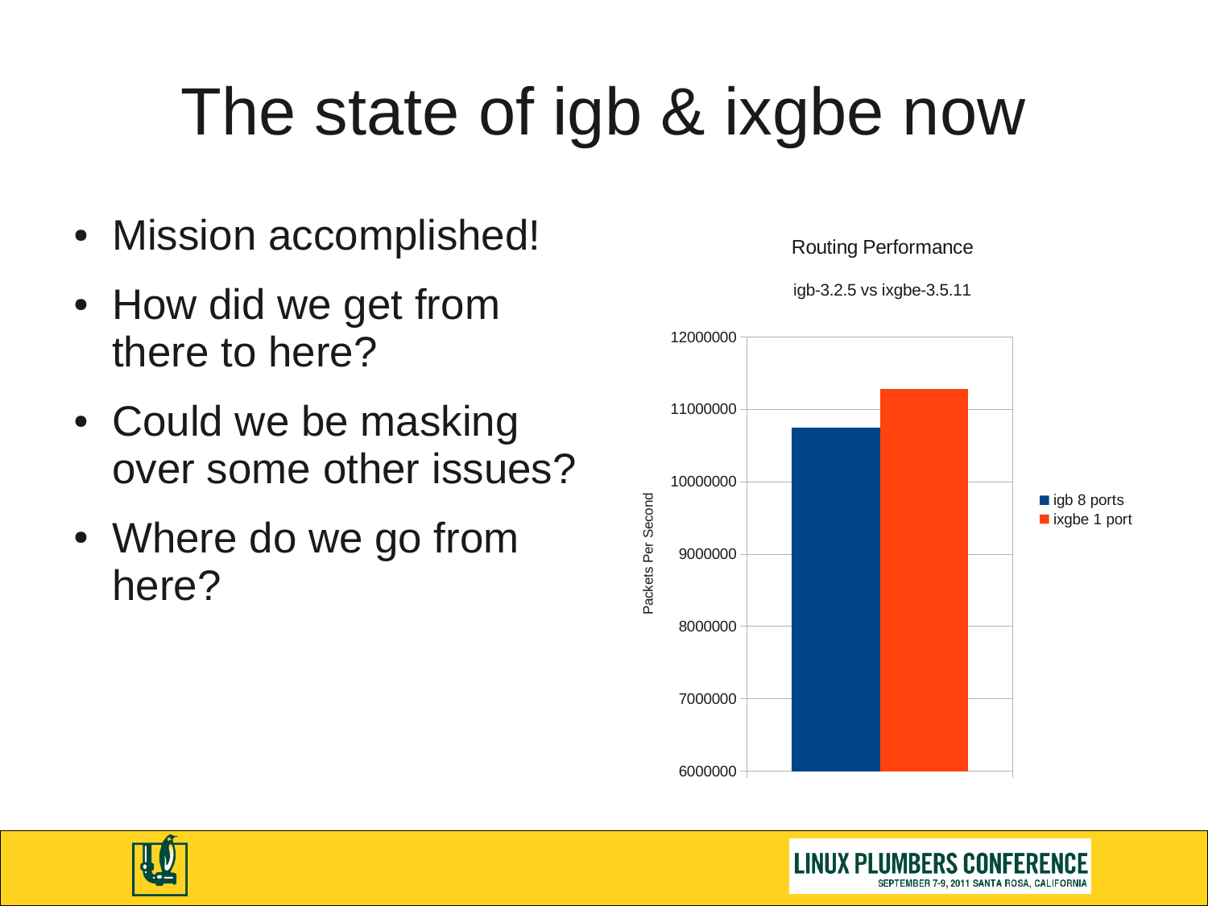# The state of igb & ixgbe now

- Mission accomplished!
- How did we get from there to here?
- Could we be masking over some other issues?
- Where do we go from here?

Routing Performance

igb-3.2.5 vs ixgbe-3.5.11

| | Packets Per Second |
|---|---|
| igb 8 ports | ~10750000 |
| ixgbe 1 port | ~11280000 |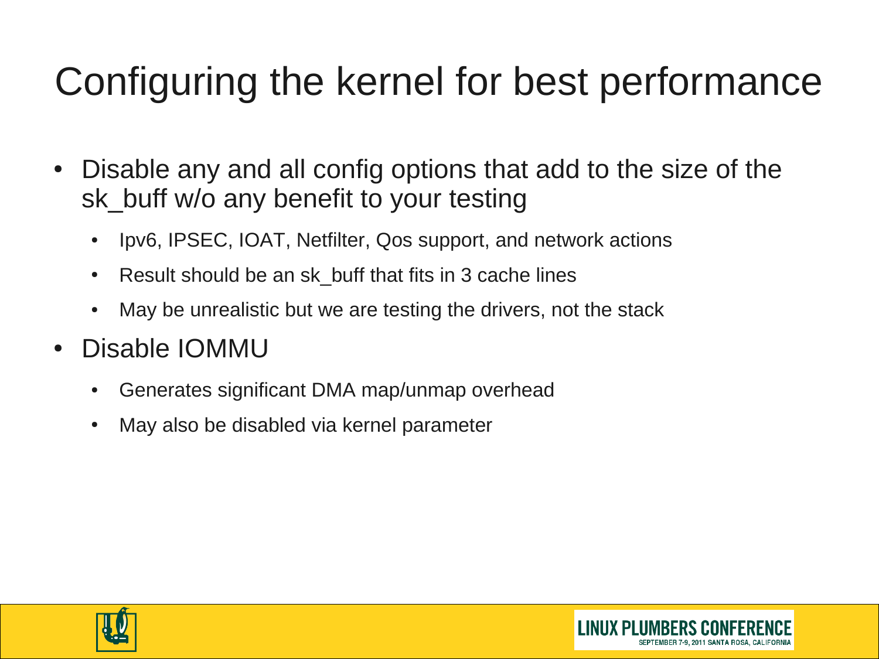# Configuring the kernel for best performance

- Disable any and all config options that add to the size of the sk_buff w/o any benefit to your testing
  - Ipv6, IPSEC, IOAT, Netfilter, Qos support, and network actions
  - Result should be an sk_buff that fits in 3 cache lines
  - May be unrealistic but we are testing the drivers, not the stack
- Disable IOMMU
  - Generates significant DMA map/unmap overhead
  - May also be disabled via kernel parameter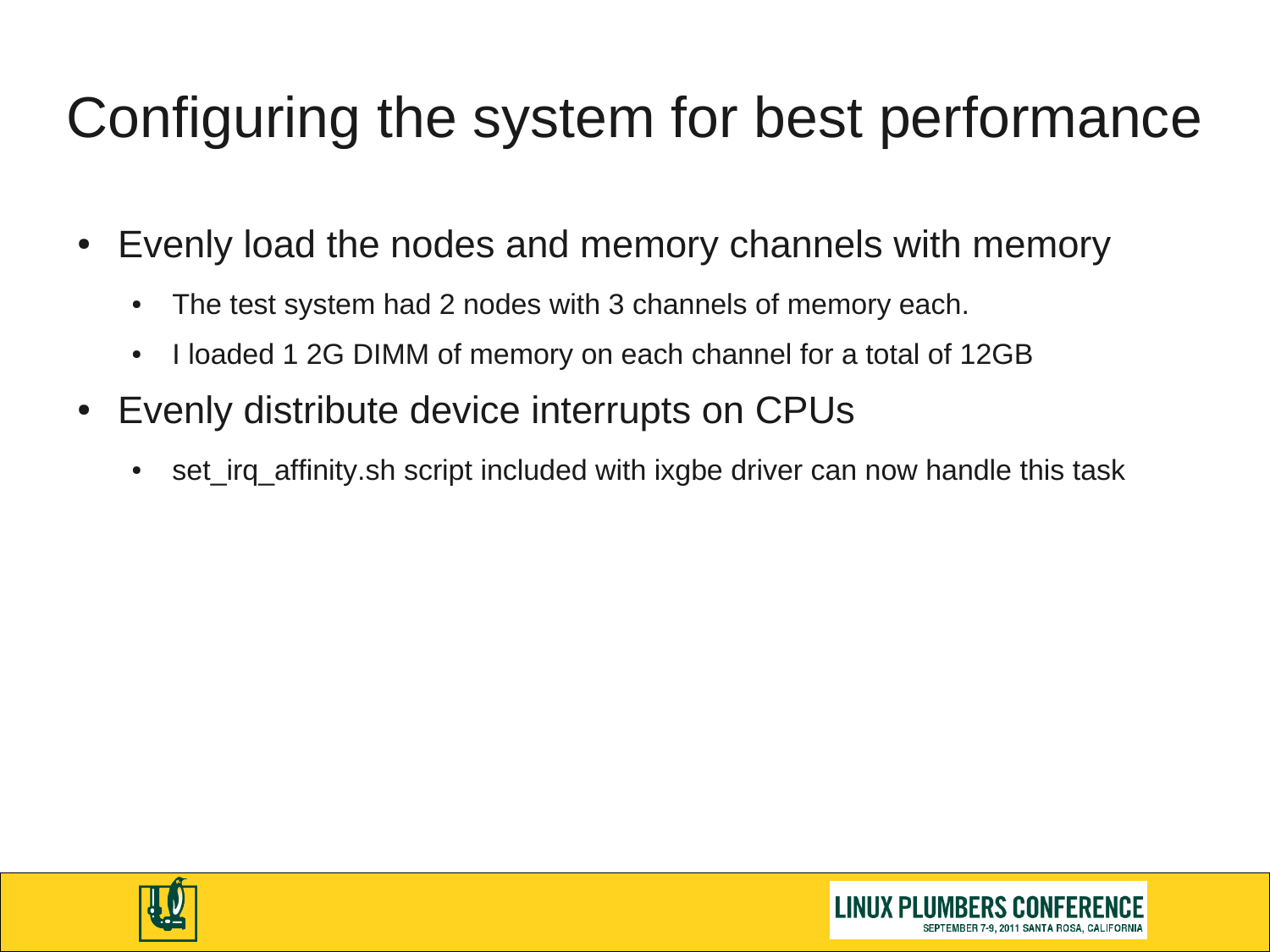# Configuring the system for best performance

- Evenly load the nodes and memory channels with memory
  - The test system had 2 nodes with 3 channels of memory each.
  - I loaded 1 2G DIMM of memory on each channel for a total of 12GB
- Evenly distribute device interrupts on CPUs
  - set_irq_affinity.sh script included with ixgbe driver can now handle this task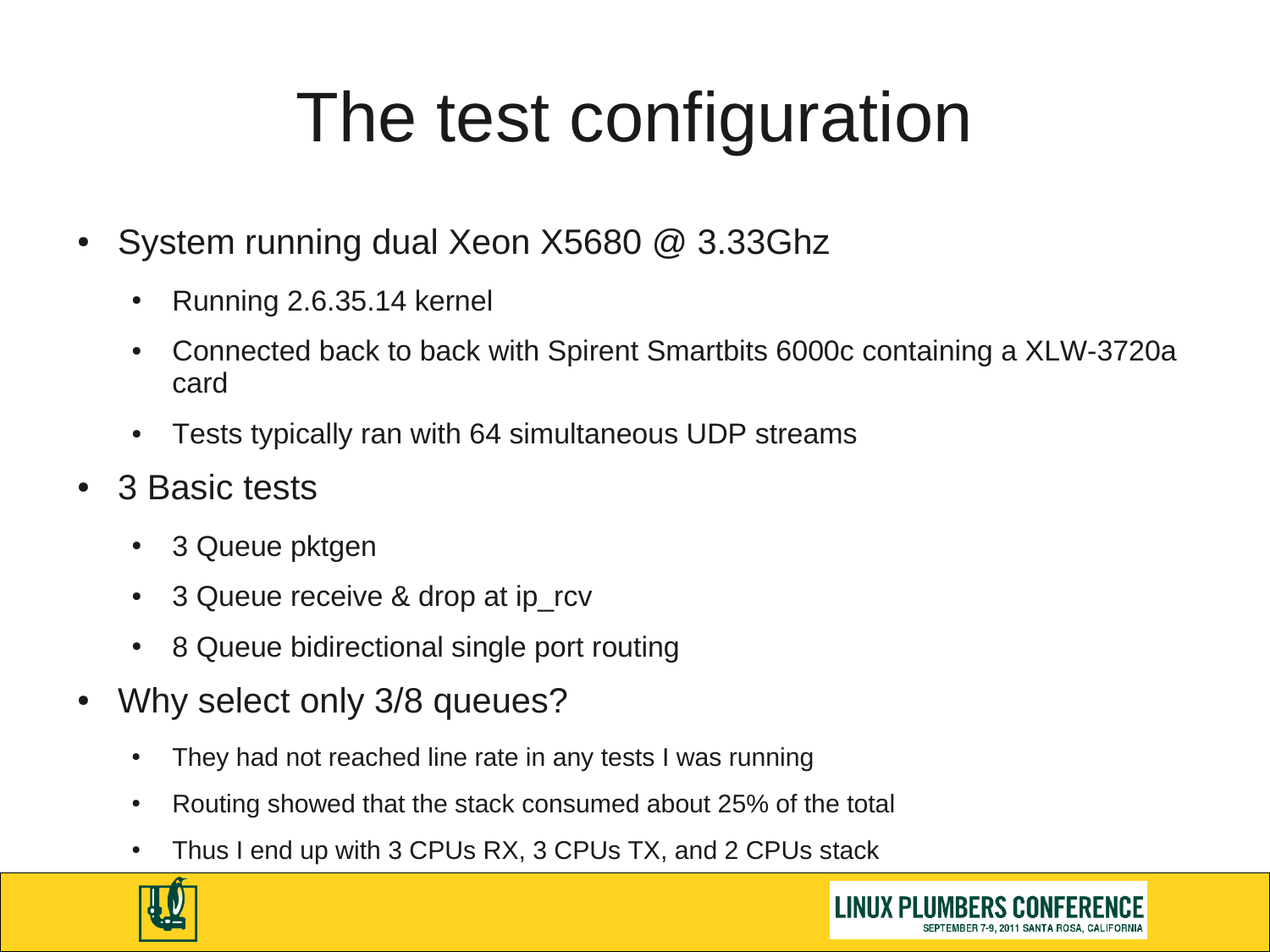# The test configuration

- System running dual Xeon X5680 @ 3.33Ghz
  - Running 2.6.35.14 kernel
  - Connected back to back with Spirent Smartbits 6000c containing a XLW-3720a card
  - Tests typically ran with 64 simultaneous UDP streams
- 3 Basic tests
  - 3 Queue pktgen
  - 3 Queue receive & drop at ip_rcv
  - 8 Queue bidirectional single port routing
- Why select only 3/8 queues?
  - They had not reached line rate in any tests I was running
  - Routing showed that the stack consumed about 25% of the total
  - Thus I end up with 3 CPUs RX, 3 CPUs TX, and 2 CPUs stack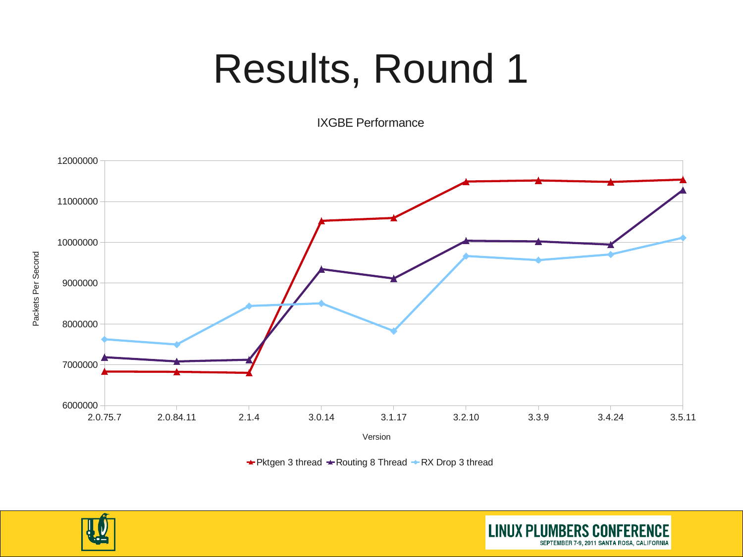# Results, Round 1

IXGBE Performance

Packets Per Second

| Version | Pktgen 3 thread | Routing 8 Thread | RX Drop 3 thread |
|---|---|---|---|
| 2.0.75.7 | | | |
| 2.0.84.11 | | | |
| 2.1.4 | | | |
| 3.0.14 | | | |
| 3.1.17 | | | |
| 3.2.10 | | | |
| 3.3.9 | | | |
| 3.4.24 | | | |
| 3.5.11 | | | |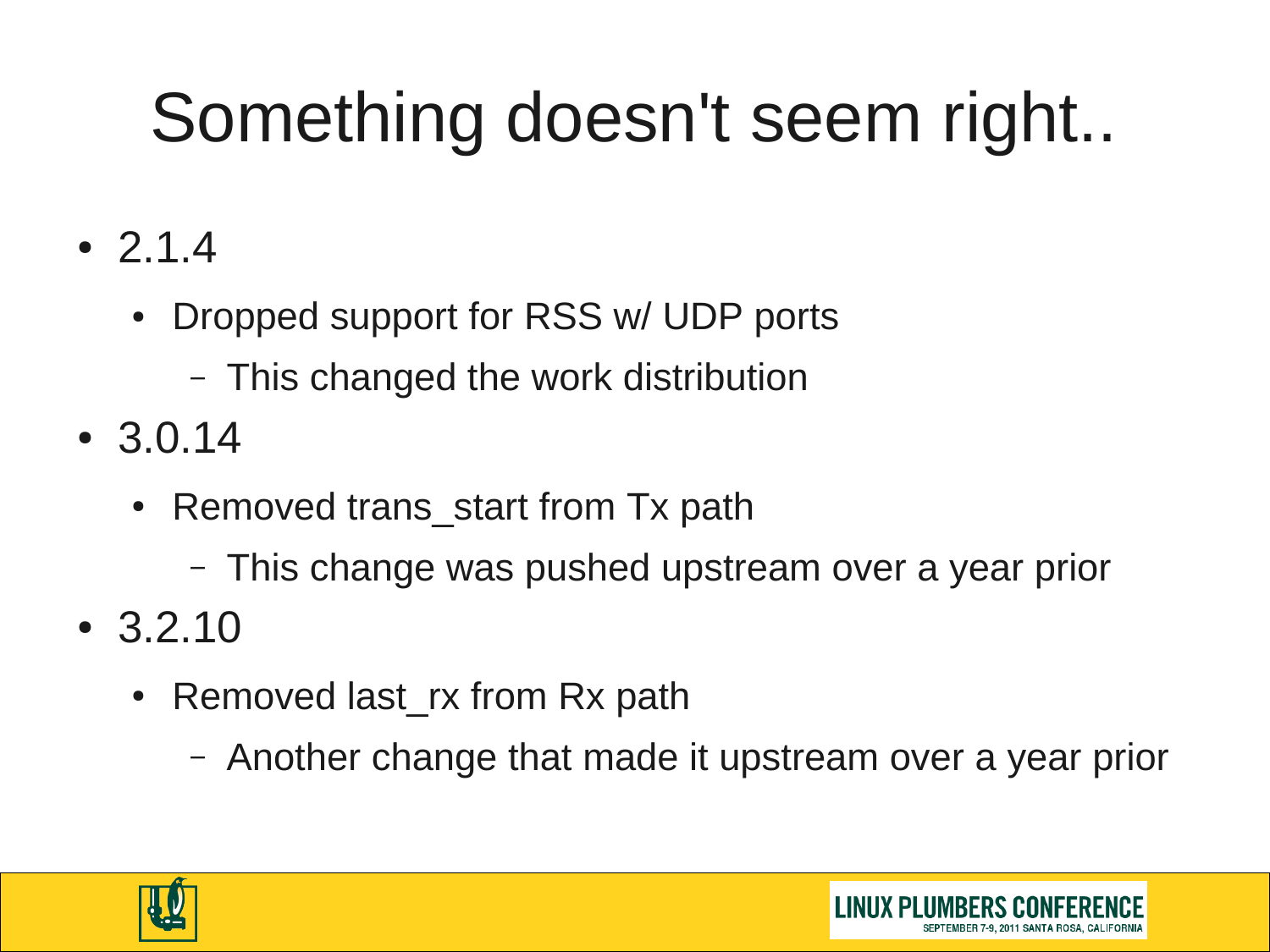# Something doesn't seem right..

- 2.1.4
  - Dropped support for RSS w/ UDP ports
    - This changed the work distribution
- 3.0.14
  - Removed trans_start from Tx path
    - This change was pushed upstream over a year prior
- 3.2.10
  - Removed last_rx from Rx path
    - Another change that made it upstream over a year prior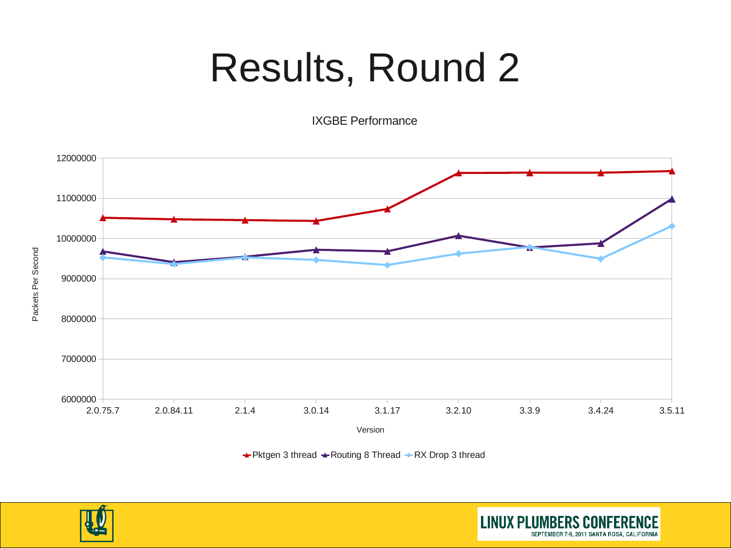# Results, Round 2

IXGBE Performance

| Version | Pktgen 3 thread | Routing 8 Thread | RX Drop 3 thread |
| --- | --- | --- | --- |
| 2.0.75.7 | | | |
| 2.0.84.11 | | | |
| 2.1.4 | | | |
| 3.0.14 | | | |
| 3.1.17 | | | |
| 3.2.10 | | | |
| 3.3.9 | | | |
| 3.4.24 | | | |
| 3.5.11 | | | |

Y-axis: Packets Per Second (6000000 – 12000000)

X-axis: Version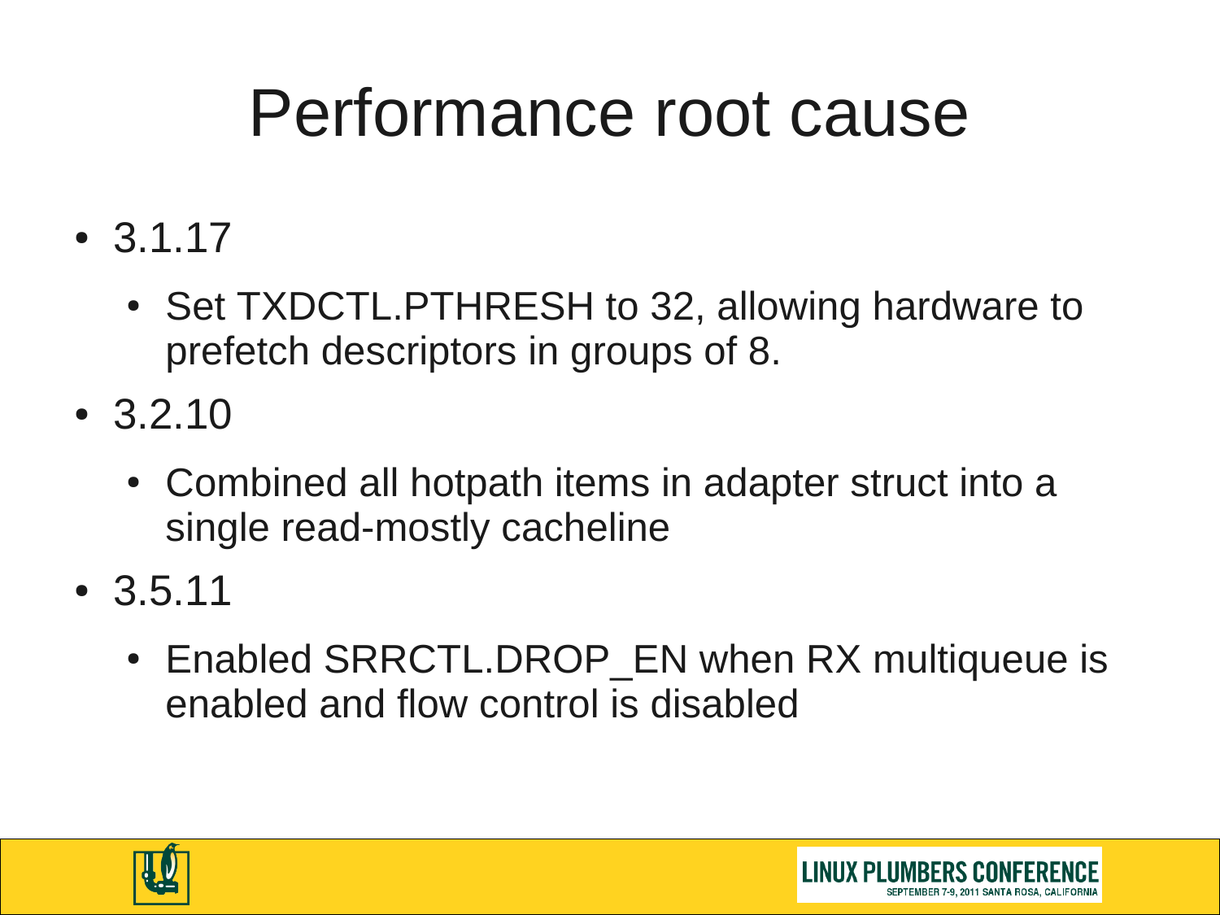# Performance root cause

- 3.1.17
  - Set TXDCTL.PTHRESH to 32, allowing hardware to prefetch descriptors in groups of 8.
- 3.2.10
  - Combined all hotpath items in adapter struct into a single read-mostly cacheline
- 3.5.11
  - Enabled SRRCTL.DROP_EN when RX multiqueue is enabled and flow control is disabled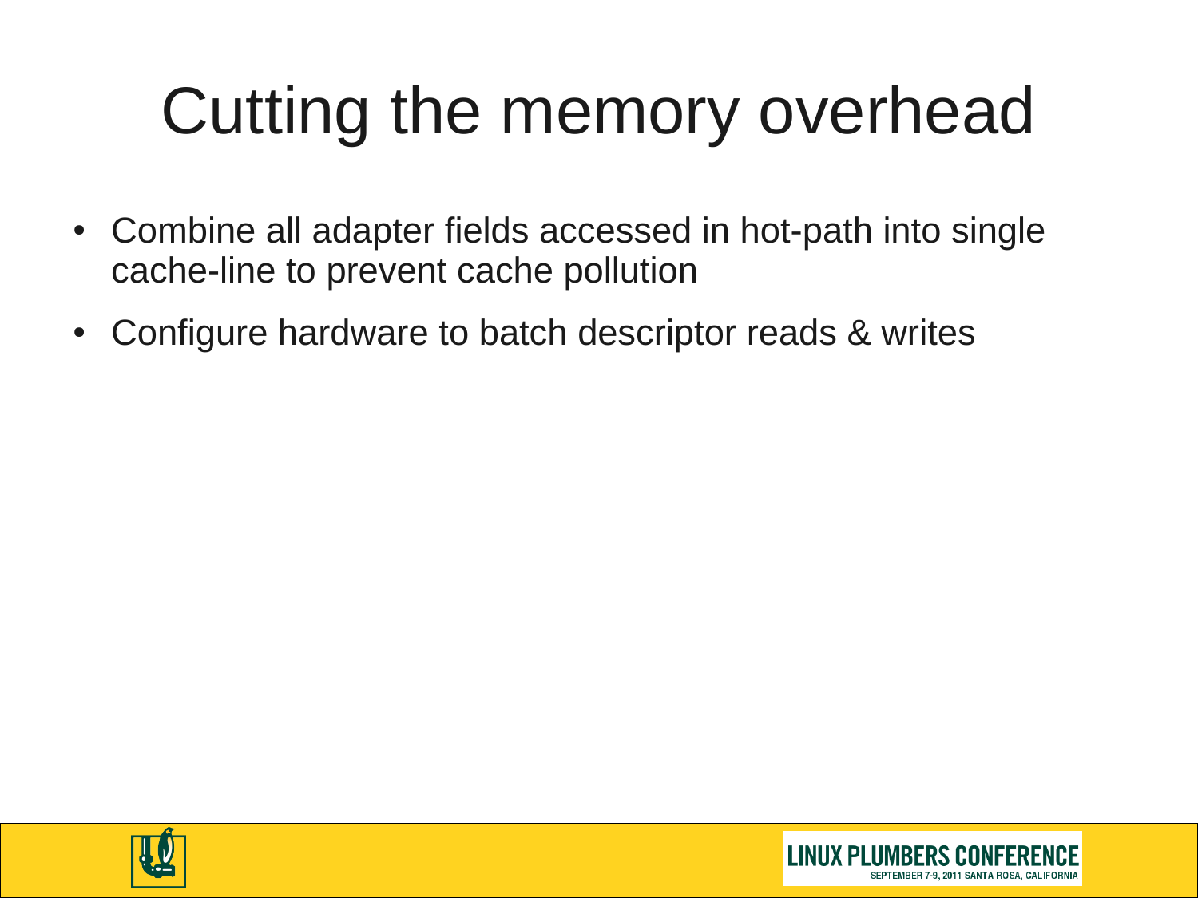# Cutting the memory overhead

- Combine all adapter fields accessed in hot-path into single cache-line to prevent cache pollution
- Configure hardware to batch descriptor reads & writes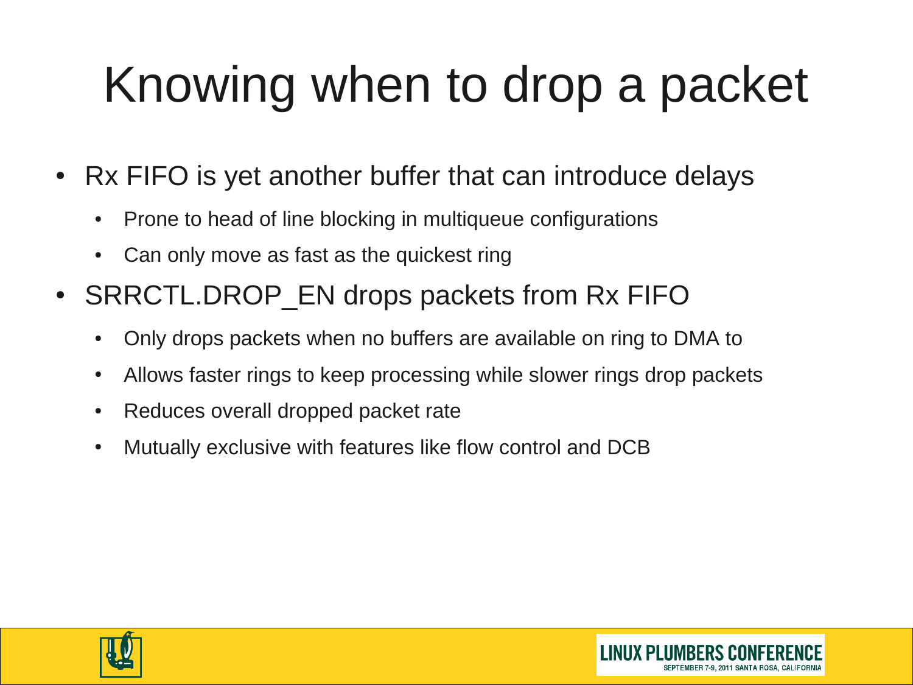# Knowing when to drop a packet

- Rx FIFO is yet another buffer that can introduce delays
  - Prone to head of line blocking in multiqueue configurations
  - Can only move as fast as the quickest ring
- SRRCTL.DROP_EN drops packets from Rx FIFO
  - Only drops packets when no buffers are available on ring to DMA to
  - Allows faster rings to keep processing while slower rings drop packets
  - Reduces overall dropped packet rate
  - Mutually exclusive with features like flow control and DCB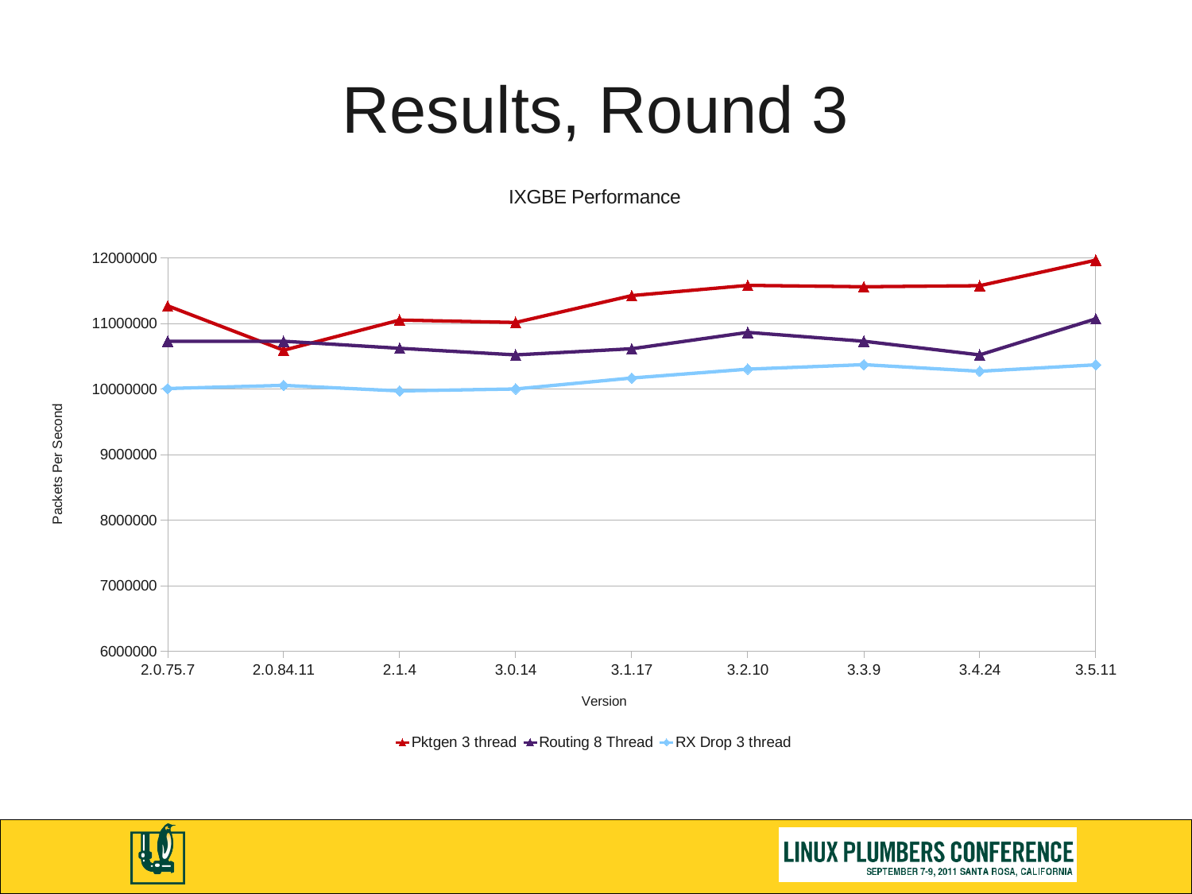# Results, Round 3

IXGBE Performance

Packets Per Second

12000000
11000000
10000000
9000000
8000000
7000000
6000000

2.0.75.7 2.0.84.11 2.1.4 3.0.14 3.1.17 3.2.10 3.3.9 3.4.24 3.5.11

Version

Pktgen 3 thread Routing 8 Thread RX Drop 3 thread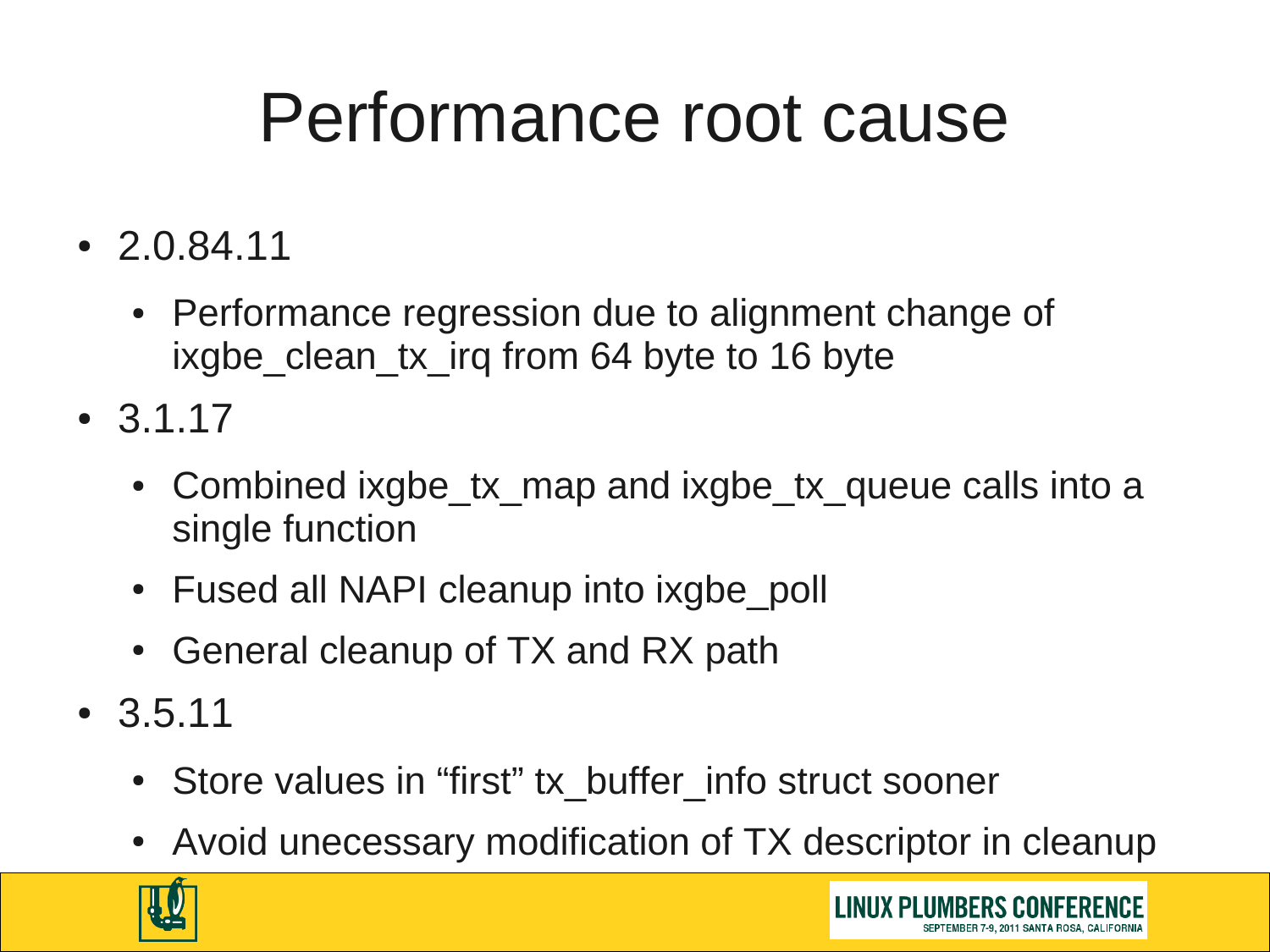# Performance root cause

- 2.0.84.11
  - Performance regression due to alignment change of ixgbe_clean_tx_irq from 64 byte to 16 byte
- 3.1.17
  - Combined ixgbe_tx_map and ixgbe_tx_queue calls into a single function
  - Fused all NAPI cleanup into ixgbe_poll
  - General cleanup of TX and RX path
- 3.5.11
  - Store values in “first” tx_buffer_info struct sooner
  - Avoid unecessary modification of TX descriptor in cleanup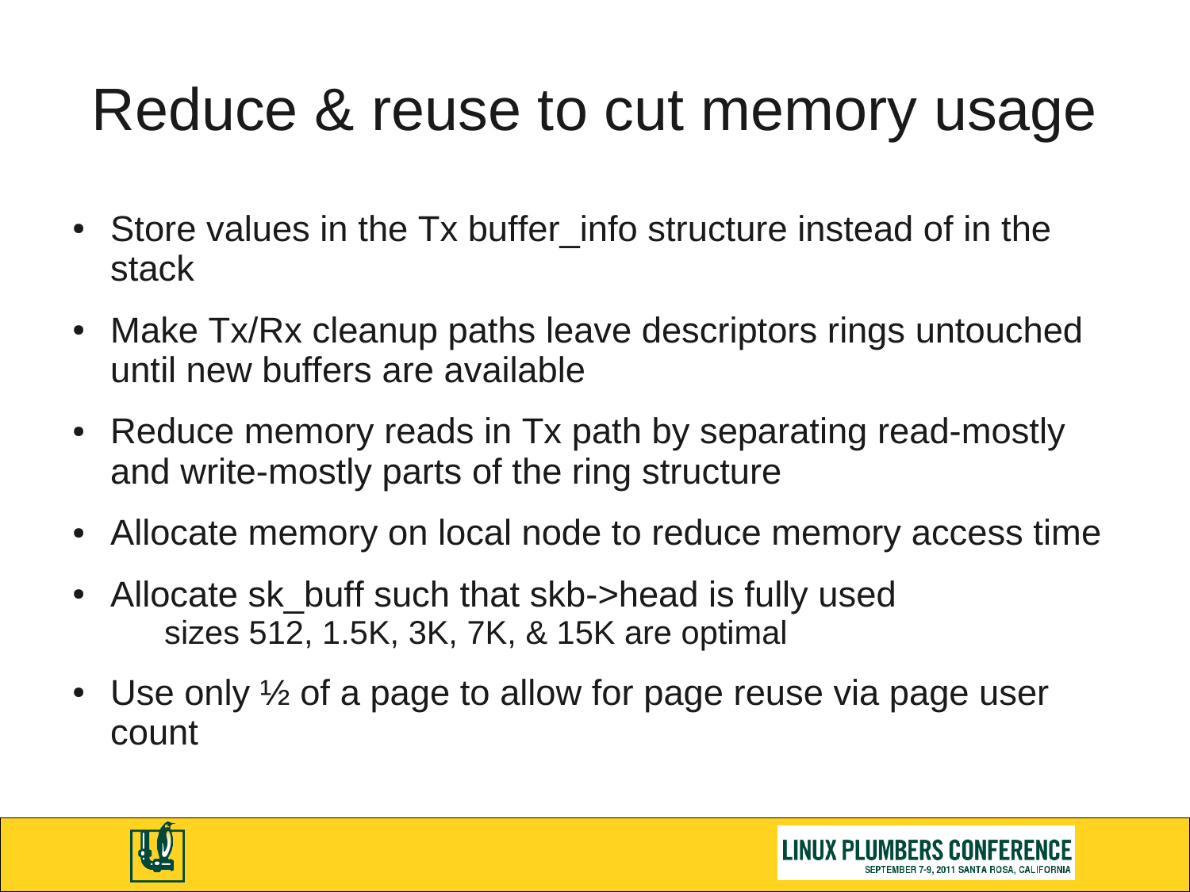# Reduce & reuse to cut memory usage

- Store values in the Tx buffer_info structure instead of in the stack
- Make Tx/Rx cleanup paths leave descriptors rings untouched until new buffers are available
- Reduce memory reads in Tx path by separating read-mostly and write-mostly parts of the ring structure
- Allocate memory on local node to reduce memory access time
- Allocate sk_buff such that skb->head is fully used
  sizes 512, 1.5K, 3K, 7K, & 15K are optimal
- Use only ½ of a page to allow for page reuse via page user count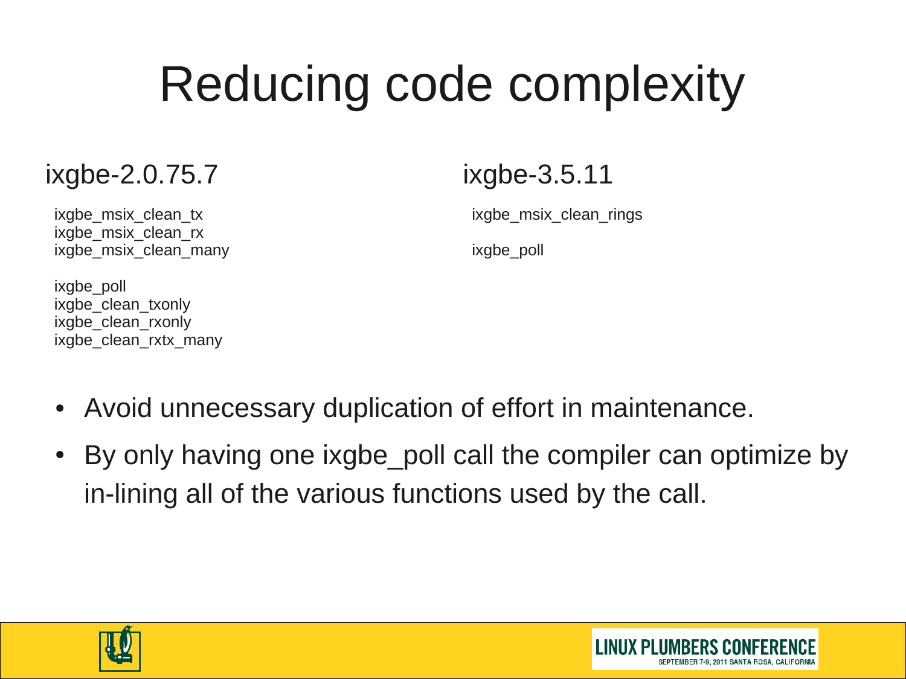# Reducing code complexity

## ixgbe-2.0.75.7

ixgbe_msix_clean_tx
ixgbe_msix_clean_rx
ixgbe_msix_clean_many

ixgbe_poll
ixgbe_clean_txonly
ixgbe_clean_rxonly
ixgbe_clean_rxtx_many

## ixgbe-3.5.11

ixgbe_msix_clean_rings

ixgbe_poll

- Avoid unnecessary duplication of effort in maintenance.
- By only having one ixgbe_poll call the compiler can optimize by in-lining all of the various functions used by the call.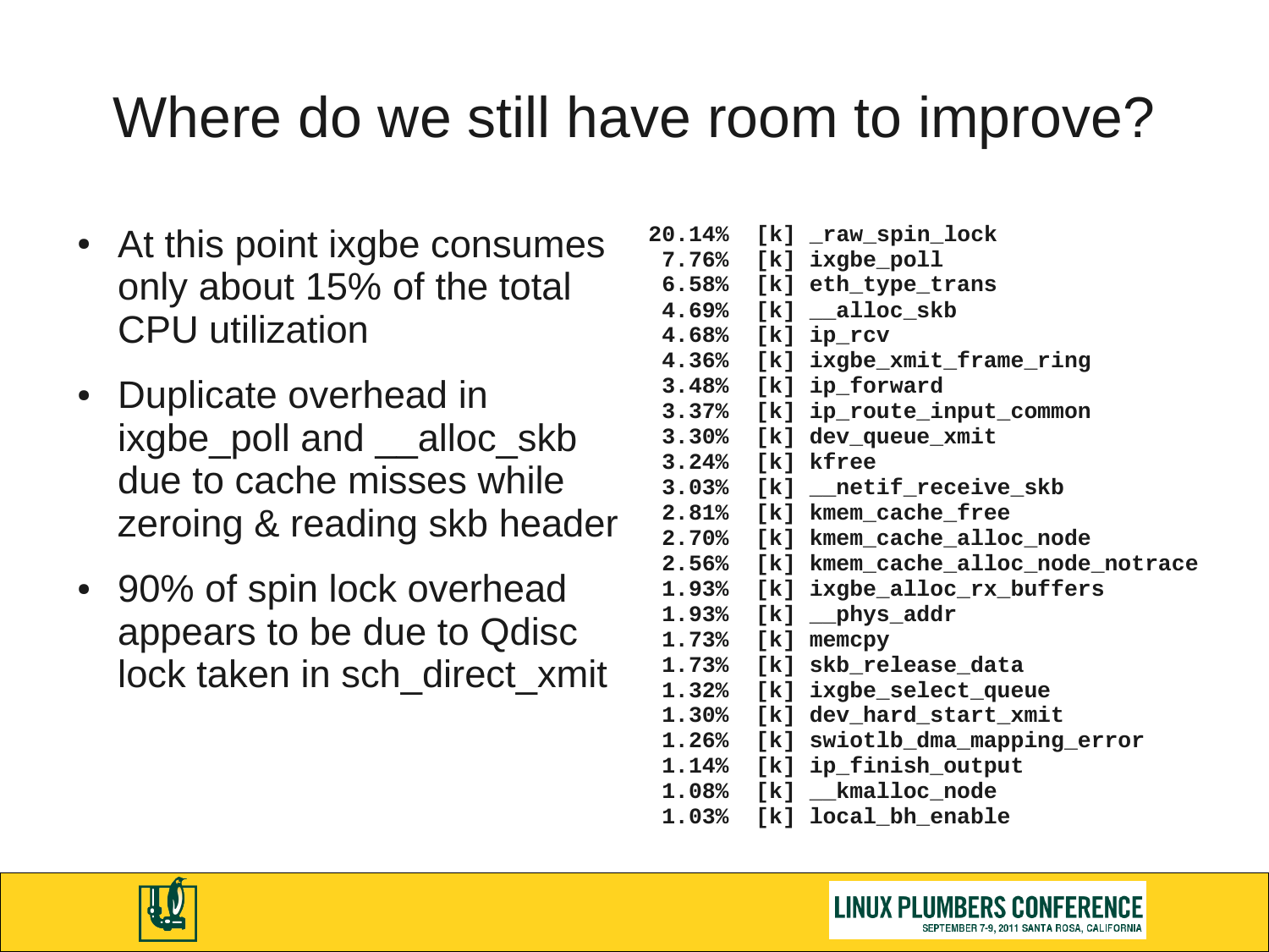# Where do we still have room to improve?

- At this point ixgbe consumes only about 15% of the total CPU utilization
- Duplicate overhead in ixgbe_poll and __alloc_skb due to cache misses while zeroing & reading skb header
- 90% of spin lock overhead appears to be due to Qdisc lock taken in sch_direct_xmit

```
20.14%  [k] _raw_spin_lock
 7.76%  [k] ixgbe_poll
 6.58%  [k] eth_type_trans
 4.69%  [k] __alloc_skb
 4.68%  [k] ip_rcv
 4.36%  [k] ixgbe_xmit_frame_ring
 3.48%  [k] ip_forward
 3.37%  [k] ip_route_input_common
 3.30%  [k] dev_queue_xmit
 3.24%  [k] kfree
 3.03%  [k] __netif_receive_skb
 2.81%  [k] kmem_cache_free
 2.70%  [k] kmem_cache_alloc_node
 2.56%  [k] kmem_cache_alloc_node_notrace
 1.93%  [k] ixgbe_alloc_rx_buffers
 1.93%  [k] __phys_addr
 1.73%  [k] memcpy
 1.73%  [k] skb_release_data
 1.32%  [k] ixgbe_select_queue
 1.30%  [k] dev_hard_start_xmit
 1.26%  [k] swiotlb_dma_mapping_error
 1.14%  [k] ip_finish_output
 1.08%  [k] __kmalloc_node
 1.03%  [k] local_bh_enable
```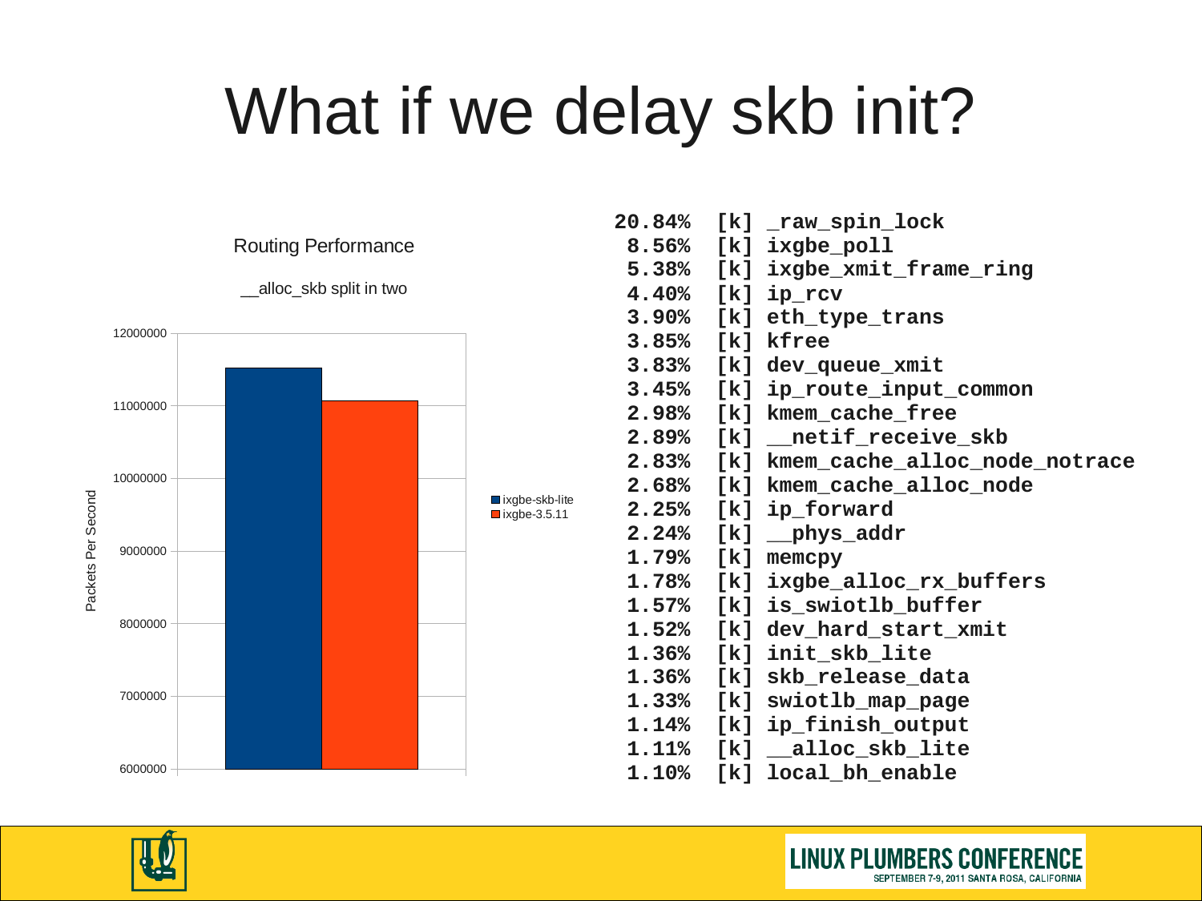# What if we delay skb init?

Routing Performance

__alloc_skb split in two

| | ixgbe-skb-lite | ixgbe-3.5.11 |
|---|---|---|
| Packets Per Second | ~11500000 | ~11050000 |

```
20.84%  [k] _raw_spin_lock
 8.56%  [k] ixgbe_poll
 5.38%  [k] ixgbe_xmit_frame_ring
 4.40%  [k] ip_rcv
 3.90%  [k] eth_type_trans
 3.85%  [k] kfree
 3.83%  [k] dev_queue_xmit
 3.45%  [k] ip_route_input_common
 2.98%  [k] kmem_cache_free
 2.89%  [k] __netif_receive_skb
 2.83%  [k] kmem_cache_alloc_node_notrace
 2.68%  [k] kmem_cache_alloc_node
 2.25%  [k] ip_forward
 2.24%  [k] __phys_addr
 1.79%  [k] memcpy
 1.78%  [k] ixgbe_alloc_rx_buffers
 1.57%  [k] is_swiotlb_buffer
 1.52%  [k] dev_hard_start_xmit
 1.36%  [k] init_skb_lite
 1.36%  [k] skb_release_data
 1.33%  [k] swiotlb_map_page
 1.14%  [k] ip_finish_output
 1.11%  [k] __alloc_skb_lite
 1.10%  [k] local_bh_enable
```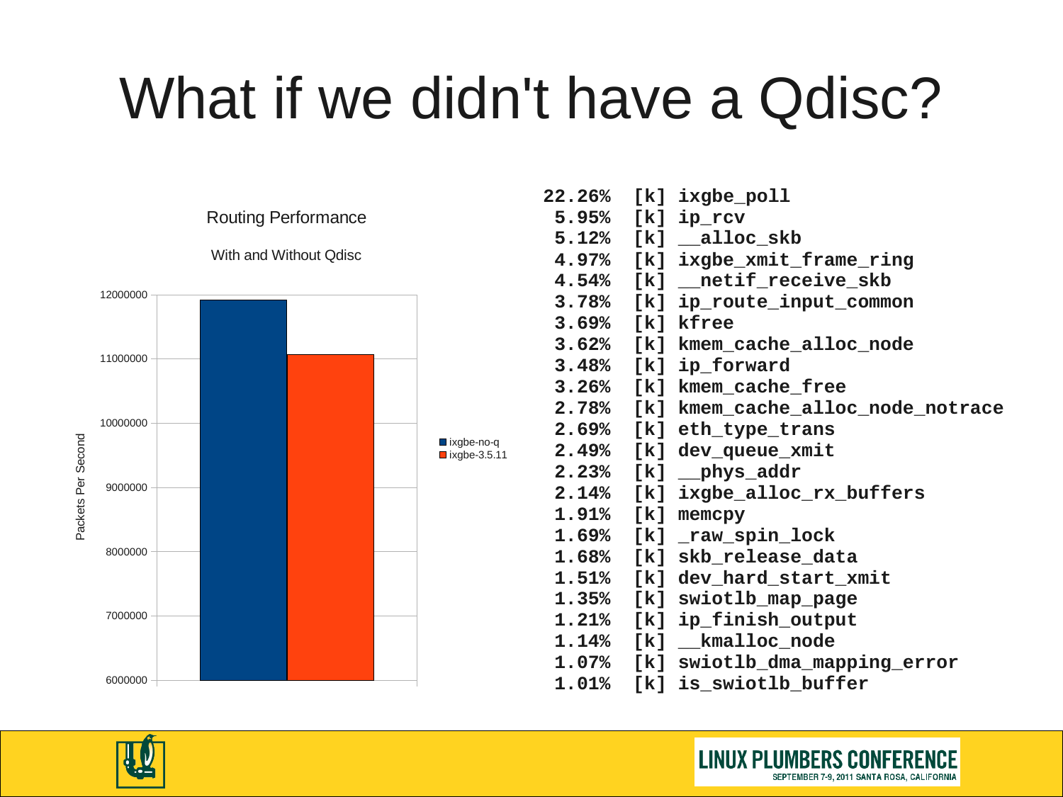# What if we didn't have a Qdisc?

Routing Performance

With and Without Qdisc

| | Packets Per Second |
|---|---|
| ixgbe-no-q | ~11900000 |
| ixgbe-3.5.11 | ~11050000 |

```
22.26%  [k] ixgbe_poll
 5.95%  [k] ip_rcv
 5.12%  [k] __alloc_skb
 4.97%  [k] ixgbe_xmit_frame_ring
 4.54%  [k] __netif_receive_skb
 3.78%  [k] ip_route_input_common
 3.69%  [k] kfree
 3.62%  [k] kmem_cache_alloc_node
 3.48%  [k] ip_forward
 3.26%  [k] kmem_cache_free
 2.78%  [k] kmem_cache_alloc_node_notrace
 2.69%  [k] eth_type_trans
 2.49%  [k] dev_queue_xmit
 2.23%  [k] __phys_addr
 2.14%  [k] ixgbe_alloc_rx_buffers
 1.91%  [k] memcpy
 1.69%  [k] _raw_spin_lock
 1.68%  [k] skb_release_data
 1.51%  [k] dev_hard_start_xmit
 1.35%  [k] swiotlb_map_page
 1.21%  [k] ip_finish_output
 1.14%  [k] __kmalloc_node
 1.07%  [k] swiotlb_dma_mapping_error
 1.01%  [k] is_swiotlb_buffer
```